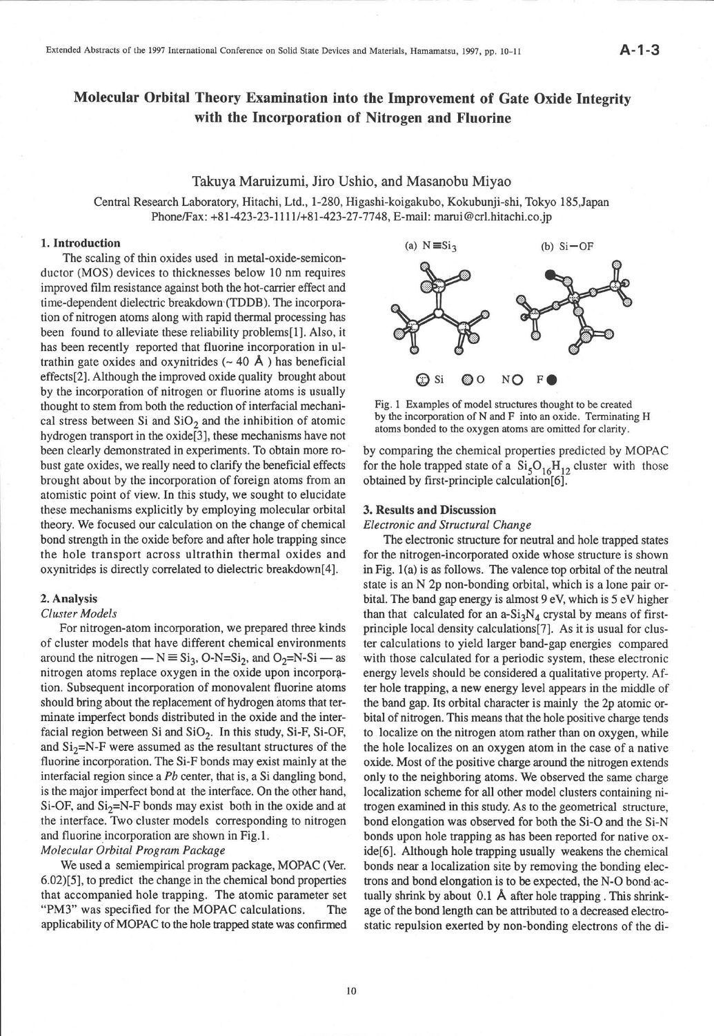# Molecular Orbital Theory Examination into the Improvement of Gate Oxide Integrity with the Incorporation of Nitrogen and Fluorine

Takuya Maruizumi, Jiro Ushio, and Masanobu Miyao

Central Research Laboratory, Hitachi, Ltd., 1-280, Higashi-koigakubo, Kokubunji-shi, Tokyo 185,Japan
Phone/Fax: +81-423-23-1111/+81-423-27-7748, E-mail: marui@crl.hitachi.co.jp

## 1. Introduction

The scaling of thin oxides used in metal-oxide-semiconductor (MOS) devices to thicknesses below 10 nm requires improved film resistance against both the hot-carrier effect and time-dependent dielectric breakdown (TDDB). The incorporation of nitrogen atoms along with rapid thermal processing has been found to alleviate these reliability problems[1]. Also, it has been recently reported that fluorine incorporation in ultrathin gate oxides and oxynitrides (~ 40 Å ) has beneficial effects[2]. Although the improved oxide quality brought about by the incorporation of nitrogen or fluorine atoms is usually thought to stem from both the reduction of interfacial mechanical stress between Si and $SiO_2$ and the inhibition of atomic hydrogen transport in the oxide[3], these mechanisms have not been clearly demonstrated in experiments. To obtain more robust gate oxides, we really need to clarify the beneficial effects brought about by the incorporation of foreign atoms from an atomistic point of view. In this study, we sought to elucidate these mechanisms explicitly by employing molecular orbital theory. We focused our calculation on the change of chemical bond strength in the oxide before and after hole trapping since the hole transport across ultrathin thermal oxides and oxynitrides is directly correlated to dielectric breakdown[4].

## 2. Analysis

### *Cluster Models*

For nitrogen-atom incorporation, we prepared three kinds of cluster models that have different chemical environments around the nitrogen — $N \equiv Si_3$, O-N=$Si_2$, and $O_2$=N-Si — as nitrogen atoms replace oxygen in the oxide upon incorporation. Subsequent incorporation of monovalent fluorine atoms should bring about the replacement of hydrogen atoms that terminate imperfect bonds distributed in the oxide and the interfacial region between Si and $SiO_2$. In this study, Si-F, Si-OF, and $Si_2$=N-F were assumed as the resultant structures of the fluorine incorporation. The Si-F bonds may exist mainly at the interfacial region since a *Pb* center, that is, a Si dangling bond, is the major imperfect bond at the interface. On the other hand, Si-OF, and $Si_2$=N-F bonds may exist both in the oxide and at the interface. Two cluster models corresponding to nitrogen and fluorine incorporation are shown in Fig.1.

### *Molecular Orbital Program Package*

We used a semiempirical program package, MOPAC (Ver. 6.02)[5], to predict the change in the chemical bond properties that accompanied hole trapping. The atomic parameter set "PM3" was specified for the MOPAC calculations. The applicability of MOPAC to the hole trapped state was confirmed by comparing the chemical properties predicted by MOPAC for the hole trapped state of a $Si_5O_{16}H_{12}$ cluster with those obtained by first-principle calculation[6].

(a) $N \equiv Si_3$ (b) Si−OF

Si O N F

Fig. 1 Examples of model structures thought to be created by the incorporation of N and F into an oxide. Terminating H atoms bonded to the oxygen atoms are omitted for clarity.

## 3. Results and Discussion

### *Electronic and Structural Change*

The electronic structure for neutral and hole trapped states for the nitrogen-incorporated oxide whose structure is shown in Fig. 1(a) is as follows. The valence top orbital of the neutral state is an N 2p non-bonding orbital, which is a lone pair orbital. The band gap energy is almost 9 eV, which is 5 eV higher than that calculated for an a-$Si_3N_4$ crystal by means of first-principle local density calculations[7]. As it is usual for cluster calculations to yield larger band-gap energies compared with those calculated for a periodic system, these electronic energy levels should be considered a qualitative property. After hole trapping, a new energy level appears in the middle of the band gap. Its orbital character is mainly the 2p atomic orbital of nitrogen. This means that the hole positive charge tends to localize on the nitrogen atom rather than on oxygen, while the hole localizes on an oxygen atom in the case of a native oxide. Most of the positive charge around the nitrogen extends only to the neighboring atoms. We observed the same charge localization scheme for all other model clusters containing nitrogen examined in this study. As to the geometrical structure, bond elongation was observed for both the Si-O and the Si-N bonds upon hole trapping as has been reported for native oxide[6]. Although hole trapping usually weakens the chemical bonds near a localization site by removing the bonding electrons and bond elongation is to be expected, the N-O bond actually shrink by about 0.1 Å after hole trapping . This shrinkage of the bond length can be attributed to a decreased electrostatic repulsion exerted by non-bonding electrons of the di-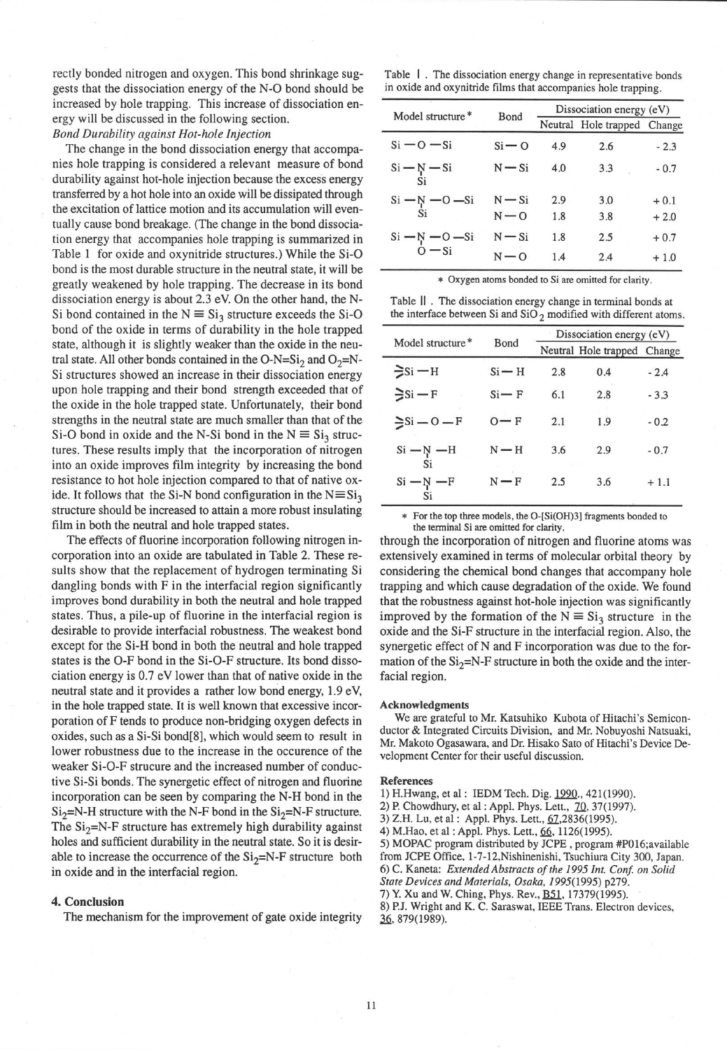rectly bonded nitrogen and oxygen. This bond shrinkage suggests that the dissociation energy of the N-O bond should be increased by hole trapping. This increase of dissociation energy will be discussed in the following section.

*Bond Durability against Hot-hole Injection*

The change in the bond dissociation energy that accompanies hole trapping is considered a relevant measure of bond durability against hot-hole injection because the excess energy transferred by a hot hole into an oxide will be dissipated through the excitation of lattice motion and its accumulation will eventually cause bond breakage. (The change in the bond dissociation energy that accompanies hole trapping is summarized in Table 1 for oxide and oxynitride structures.) While the Si-O bond is the most durable structure in the neutral state, it will be greatly weakened by hole trapping. The decrease in its bond dissociation energy is about 2.3 eV. On the other hand, the N-Si bond contained in the N $\equiv$ $Si_3$ structure exceeds the Si-O bond of the oxide in terms of durability in the hole trapped state, although it is slightly weaker than the oxide in the neutral state. All other bonds contained in the O-N=$Si_2$ and $O_2$=N-Si structures showed an increase in their dissociation energy upon hole trapping and their bond strength exceeded that of the oxide in the hole trapped state. Unfortunately, their bond strengths in the neutral state are much smaller than that of the Si-O bond in oxide and the N-Si bond in the N $\equiv$ $Si_3$ structures. These results imply that the incorporation of nitrogen into an oxide improves film integrity by increasing the bond resistance to hot hole injection compared to that of native oxide. It follows that the Si-N bond configuration in the N$\equiv$$Si_3$ structure should be increased to attain a more robust insulating film in both the neutral and hole trapped states.

The effects of fluorine incorporation following nitrogen incorporation into an oxide are tabulated in Table 2. These results show that the replacement of hydrogen terminating Si dangling bonds with F in the interfacial region significantly improves bond durability in both the neutral and hole trapped states. Thus, a pile-up of fluorine in the interfacial region is desirable to provide interfacial robustness. The weakest bond except for the Si-H bond in both the neutral and hole trapped states is the O-F bond in the Si-O-F structure. Its bond dissociation energy is 0.7 eV lower than that of native oxide in the neutral state and it provides a rather low bond energy, 1.9 eV, in the hole trapped state. It is well known that excessive incorporation of F tends to produce non-bridging oxygen defects in oxides, such as a Si-Si bond[8], which would seem to result in lower robustness due to the increase in the occurence of the weaker Si-O-F strucure and the increased number of conductive Si-Si bonds. The synergetic effect of nitrogen and fluorine incorporation can be seen by comparing the N-H bond in the $Si_2$=N-H structure with the N-F bond in the $Si_2$=N-F structure. The $Si_2$=N-F structure has extremely high durability against holes and sufficient durability in the neutral state. So it is desirable to increase the occurrence of the $Si_2$=N-F structure both in oxide and in the interfacial region.

## 4. Conclusion

The mechanism for the improvement of gate oxide integrity through the incorporation of nitrogen and fluorine atoms was extensively examined in terms of molecular orbital theory by considering the chemical bond changes that accompany hole trapping and which cause degradation of the oxide. We found that the robustness against hot-hole injection was significantly improved by the formation of the N $\equiv$ $Si_3$ structure in the oxide and the Si-F structure in the interfacial region. Also, the synergetic effect of N and F incorporation was due to the formation of the $Si_2$=N-F structure in both the oxide and the interfacial region.

Table I. The dissociation energy change in representative bonds in oxide and oxynitride films that accompanies hole trapping.

| Model structure* | Bond | Dissociation energy (eV) | | |
|---|---|---|---|---|
| | | Neutral | Hole trapped | Change |
| Si — O — Si | Si — O | 4.9 | 2.6 | - 2.3 |
| Si — N(—Si) — Si | N — Si | 4.0 | 3.3 | - 0.7 |
| Si — N(—Si) — O — Si | N — Si | 2.9 | 3.0 | + 0.1 |
| | N — O | 1.8 | 3.8 | + 2.0 |
| Si — N(—O—Si) — O — Si | N — Si | 1.8 | 2.5 | + 0.7 |
| | N — O | 1.4 | 2.4 | + 1.0 |

\* Oxygen atoms bonded to Si are omitted for clarity.

Table II. The dissociation energy change in terminal bonds at the interface between Si and $SiO_2$ modified with different atoms.

| Model structure* | Bond | Dissociation energy (eV) | | |
|---|---|---|---|---|
| | | Neutral | Hole trapped | Change |
| ≥Si — H | Si — H | 2.8 | 0.4 | - 2.4 |
| ≥Si — F | Si — F | 6.1 | 2.8 | - 3.3 |
| ≥Si — O — F | O — F | 2.1 | 1.9 | - 0.2 |
| Si — N(—Si) — H | N — H | 3.6 | 2.9 | - 0.7 |
| Si — N(—Si) — F | N — F | 2.5 | 3.6 | + 1.1 |

\* For the top three models, the O-[Si(OH)3] fragments bonded to the terminal Si are omitted for clarity.

### Acknowledgments

We are grateful to Mr. Katsuhiko Kubota of Hitachi's Semiconductor & Integrated Circuits Division, and Mr. Nobuyoshi Natsuaki, Mr. Makoto Ogasawara, and Dr. Hisako Sato of Hitachi's Device Development Center for their useful discussion.

### References

1) H.Hwang, et al : IEDM Tech. Dig. 1990., 421(1990).
2) P. Chowdhury, et al : Appl. Phys. Lett., 70, 37(1997).
3) Z.H. Lu, et al : Appl. Phys. Lett., 67,2836(1995).
4) M.Hao, et al : Appl. Phys. Lett., 66, 1126(1995).
5) MOPAC program distributed by JCPE , program #P016;available from JCPE Office, 1-7-12,Nishinenishi, Tsuchiura City 300, Japan.
6) C. Kaneta: *Extended Abstracts of the 1995 Int. Conf. on Solid State Devices and Materials, Osaka, 1995*(1995) p279.
7) Y. Xu and W. Ching, Phys. Rev., B51, 17379(1995).
8) P.J. Wright and K. C. Saraswat, IEEE Trans. Electron devices, 36, 879(1989).